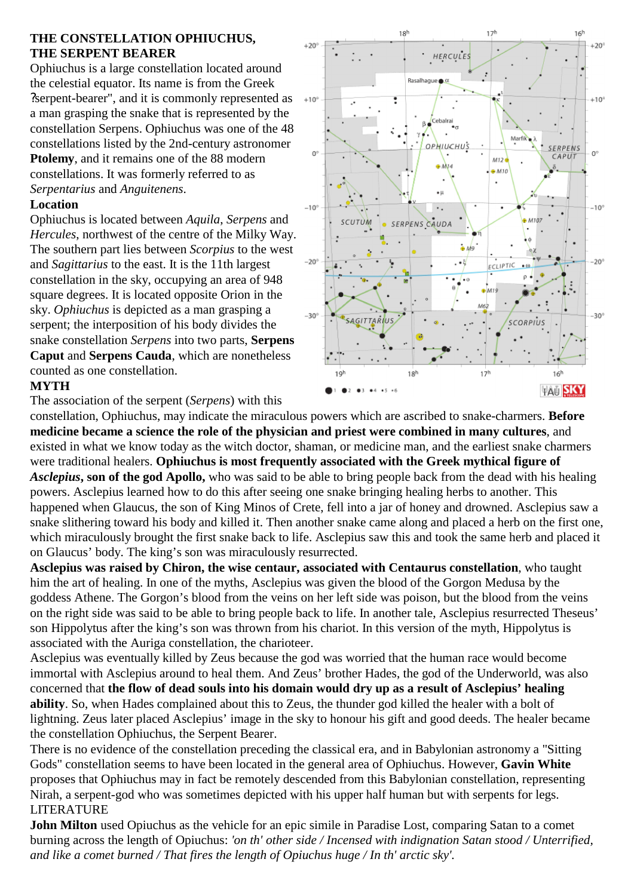**THE CONSTELLATION OPHIUCHUS, THE SERPENT BEARER**

Ophiuchus is a large constellation located around the celestial equator. Its name is from the Greek ?serpent-bearer", and it is commonly represented as a man grasping the snake that is represented by the constellation Serpens. Ophiuchus was one of the 48 constellations listed by the 2nd-century astronomer **Ptolemy**, and it remains one of the 88 modern constellations. It was formerly referred to as *Serpentarius* and *Anguitenens*.

**Location**

Ophiuchus is located between *Aquila*, *Serpens* and *Hercules*, northwest of the centre of the Milky Way. The southern part lies between *Scorpius* to the west and *Sagittarius* to the east. It is the 11th largest constellation in the sky, occupying an area of 948 square degrees. It is located opposite Orion in the sky. *Ophiuchus* is depicted as a man grasping a serpent; the interposition of his body divides the snake constellation *Serpens* into two parts, **Serpens Caput** and **Serpens Cauda**, which are nonetheless counted as one constellation.

**MYTH**

The association of the serpent (*Serpens*) with this constellation, Ophiuchus, may indicate the miraculous powers which are ascribed to snake-charmers. **Before medicine became a science the role of the physician and priest were combined in many cultures**, and existed in what we know today as the witch doctor, shaman, or medicine man, and the earliest snake charmers were traditional healers. **Ophiuchus is most frequently associated with the Greek mythical figure of *Asclepius*, son of the god Apollo,** who was said to be able to bring people back from the dead with his healing powers. Asclepius learned how to do this after seeing one snake bringing healing herbs to another. This happened when Glaucus, the son of King Minos of Crete, fell into a jar of honey and drowned. Asclepius saw a snake slithering toward his body and killed it. Then another snake came along and placed a herb on the first one, which miraculously brought the first snake back to life. Asclepius saw this and took the same herb and placed it on Glaucus' body. The king's son was miraculously resurrected.

**Asclepius was raised by Chiron, the wise centaur, associated with Centaurus constellation**, who taught him the art of healing. In one of the myths, Asclepius was given the blood of the Gorgon Medusa by the goddess Athene. The Gorgon's blood from the veins on her left side was poison, but the blood from the veins on the right side was said to be able to bring people back to life. In another tale, Asclepius resurrected Theseus' son Hippolytus after the king's son was thrown from his chariot. In this version of the myth, Hippolytus is associated with the Auriga constellation, the charioteer.

Asclepius was eventually killed by Zeus because the god was worried that the human race would become immortal with Asclepius around to heal them. And Zeus' brother Hades, the god of the Underworld, was also concerned that **the flow of dead souls into his domain would dry up as a result of Asclepius' healing ability**. So, when Hades complained about this to Zeus, the thunder god killed the healer with a bolt of lightning. Zeus later placed Asclepius' image in the sky to honour his gift and good deeds. The healer became the constellation Ophiuchus, the Serpent Bearer.

There is no evidence of the constellation preceding the classical era, and in Babylonian astronomy a "Sitting Gods" constellation seems to have been located in the general area of Ophiuchus. However, **Gavin White** proposes that Ophiuchus may in fact be remotely descended from this Babylonian constellation, representing Nirah, a serpent-god who was sometimes depicted with his upper half human but with serpents for legs.

LITERATURE

**John Milton** used Opiuchus as the vehicle for an epic simile in Paradise Lost, comparing Satan to a comet burning across the length of Opiuchus: *'on th' other side / Incensed with indignation Satan stood / Unterrified, and like a comet burned / That fires the length of Opiuchus huge / In th' arctic sky'.*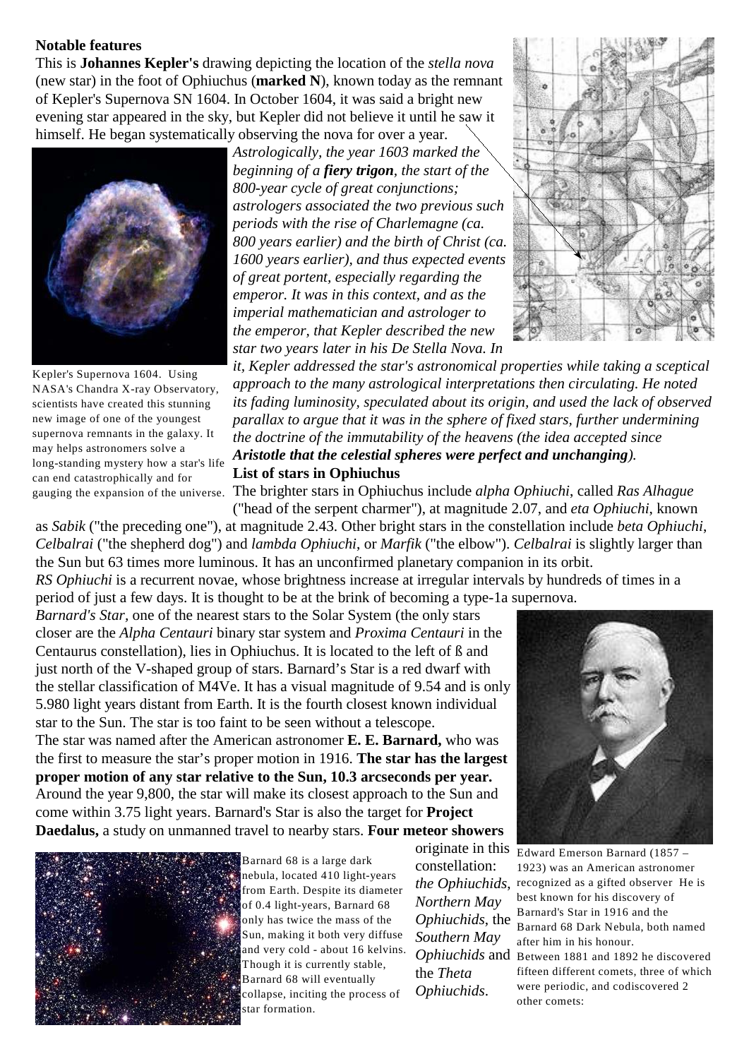**Notable features**

This is **Johannes Kepler's** drawing depicting the location of the *stella nova* (new star) in the foot of Ophiuchus (**marked N**), known today as the remnant of Kepler's Supernova SN 1604. In October 1604, it was said a bright new evening star appeared in the sky, but Kepler did not believe it until he saw it himself. He began systematically observing the nova for over a year.

*Astrologically, the year 1603 marked the beginning of a **fiery trigon**, the start of the 800-year cycle of great conjunctions; astrologers associated the two previous such periods with the rise of Charlemagne (ca. 800 years earlier) and the birth of Christ (ca. 1600 years earlier), and thus expected events of great portent, especially regarding the emperor. It was in this context, and as the imperial mathematician and astrologer to the emperor, that Kepler described the new star two years later in his De Stella Nova. In it, Kepler addressed the star's astronomical properties while taking a sceptical approach to the many astrological interpretations then circulating. He noted its fading luminosity, speculated about its origin, and used the lack of observed parallax to argue that it was in the sphere of fixed stars, further undermining the doctrine of the immutability of the heavens (the idea accepted since **Aristotle that the celestial spheres were perfect and unchanging**).*

Kepler's Supernova 1604. Using NASA's Chandra X-ray Observatory, scientists have created this stunning new image of one of the youngest supernova remnants in the galaxy. It may helps astronomers solve a long-standing mystery how a star's life can end catastrophically and for gauging the expansion of the universe.

**List of stars in Ophiuchus**

The brighter stars in Ophiuchus include *alpha Ophiuchi*, called *Ras Alhague* ("head of the serpent charmer"), at magnitude 2.07, and *eta Ophiuchi*, known as *Sabik* ("the preceding one"), at magnitude 2.43. Other bright stars in the constellation include *beta Ophiuchi*, *Celbalrai* ("the shepherd dog") and *lambda Ophiuchi*, or *Marfik* ("the elbow"). *Celbalrai* is slightly larger than the Sun but 63 times more luminous. It has an unconfirmed planetary companion in its orbit.

*RS Ophiuchi* is a recurrent novae, whose brightness increase at irregular intervals by hundreds of times in a period of just a few days. It is thought to be at the brink of becoming a type-1a supernova.

*Barnard's Star*, one of the nearest stars to the Solar System (the only stars closer are the *Alpha Centauri* binary star system and *Proxima Centauri* in the Centaurus constellation), lies in Ophiuchus. It is located to the left of ß and just north of the V-shaped group of stars. Barnard's Star is a red dwarf with the stellar classification of M4Ve. It has a visual magnitude of 9.54 and is only 5.980 light years distant from Earth. It is the fourth closest known individual star to the Sun. The star is too faint to be seen without a telescope.

The star was named after the American astronomer **E. E. Barnard,** who was the first to measure the star's proper motion in 1916. **The star has the largest proper motion of any star relative to the Sun, 10.3 arcseconds per year.** Around the year 9,800, the star will make its closest approach to the Sun and come within 3.75 light years. Barnard's Star is also the target for **Project Daedalus,** a study on unmanned travel to nearby stars. **Four meteor showers** originate in this constellation: *the Ophiuchids*, *Northern May Ophiuchids*, the *Southern May Ophiuchids* and the *Theta Ophiuchids*.

Edward Emerson Barnard (1857 – 1923) was an American astronomer recognized as a gifted observer He is best known for his discovery of Barnard's Star in 1916 and the Barnard 68 Dark Nebula, both named after him in his honour.
Between 1881 and 1892 he discovered fifteen different comets, three of which were periodic, and codiscovered 2 other comets:

Barnard 68 is a large dark nebula, located 410 light-years from Earth. Despite its diameter of 0.4 light-years, Barnard 68 only has twice the mass of the Sun, making it both very diffuse and very cold - about 16 kelvins. Though it is currently stable, Barnard 68 will eventually collapse, inciting the process of star formation.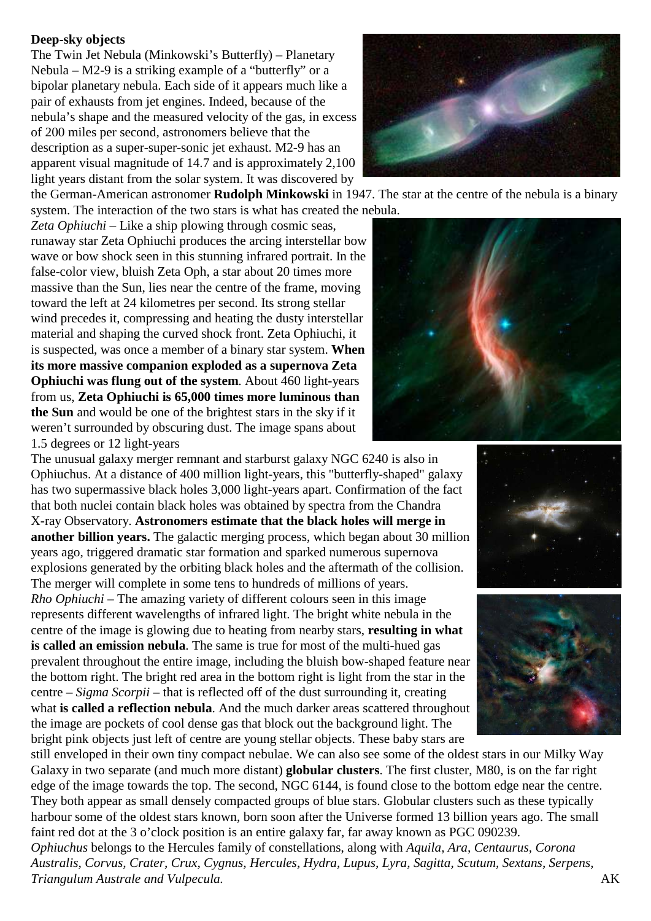**Deep-sky objects**

The Twin Jet Nebula (Minkowski's Butterfly) – Planetary Nebula – M2-9 is a striking example of a "butterfly" or a bipolar planetary nebula. Each side of it appears much like a pair of exhausts from jet engines. Indeed, because of the nebula's shape and the measured velocity of the gas, in excess of 200 miles per second, astronomers believe that the description as a super-super-sonic jet exhaust. M2-9 has an apparent visual magnitude of 14.7 and is approximately 2,100 light years distant from the solar system. It was discovered by the German-American astronomer **Rudolph Minkowski** in 1947. The star at the centre of the nebula is a binary system. The interaction of the two stars is what has created the nebula.

*Zeta Ophiuchi* – Like a ship plowing through cosmic seas, runaway star Zeta Ophiuchi produces the arcing interstellar bow wave or bow shock seen in this stunning infrared portrait. In the false-color view, bluish Zeta Oph, a star about 20 times more massive than the Sun, lies near the centre of the frame, moving toward the left at 24 kilometres per second. Its strong stellar wind precedes it, compressing and heating the dusty interstellar material and shaping the curved shock front. Zeta Ophiuchi, it is suspected, was once a member of a binary star system. **When its more massive companion exploded as a supernova Zeta Ophiuchi was flung out of the system**. About 460 light-years from us, **Zeta Ophiuchi is 65,000 times more luminous than the Sun** and would be one of the brightest stars in the sky if it weren't surrounded by obscuring dust. The image spans about 1.5 degrees or 12 light-years

The unusual galaxy merger remnant and starburst galaxy NGC 6240 is also in Ophiuchus. At a distance of 400 million light-years, this "butterfly-shaped" galaxy has two supermassive black holes 3,000 light-years apart. Confirmation of the fact that both nuclei contain black holes was obtained by spectra from the Chandra X-ray Observatory. **Astronomers estimate that the black holes will merge in another billion years.** The galactic merging process, which began about 30 million years ago, triggered dramatic star formation and sparked numerous supernova explosions generated by the orbiting black holes and the aftermath of the collision. The merger will complete in some tens to hundreds of millions of years.

*Rho Ophiuchi* – The amazing variety of different colours seen in this image represents different wavelengths of infrared light. The bright white nebula in the centre of the image is glowing due to heating from nearby stars, **resulting in what is called an emission nebula**. The same is true for most of the multi-hued gas prevalent throughout the entire image, including the bluish bow-shaped feature near the bottom right. The bright red area in the bottom right is light from the star in the centre – *Sigma Scorpii* – that is reflected off of the dust surrounding it, creating what **is called a reflection nebula**. And the much darker areas scattered throughout the image are pockets of cool dense gas that block out the background light. The bright pink objects just left of centre are young stellar objects. These baby stars are still enveloped in their own tiny compact nebulae. We can also see some of the oldest stars in our Milky Way Galaxy in two separate (and much more distant) **globular clusters**. The first cluster, M80, is on the far right edge of the image towards the top. The second, NGC 6144, is found close to the bottom edge near the centre. They both appear as small densely compacted groups of blue stars. Globular clusters such as these typically harbour some of the oldest stars known, born soon after the Universe formed 13 billion years ago. The small faint red dot at the 3 o'clock position is an entire galaxy far, far away known as PGC 090239.

*Ophiuchus* belongs to the Hercules family of constellations, along with *Aquila, Ara, Centaurus, Corona Australis, Corvus, Crater, Crux, Cygnus, Hercules, Hydra, Lupus, Lyra, Sagitta, Scutum, Sextans, Serpens, Triangulum Australe and Vulpecula.*

AK